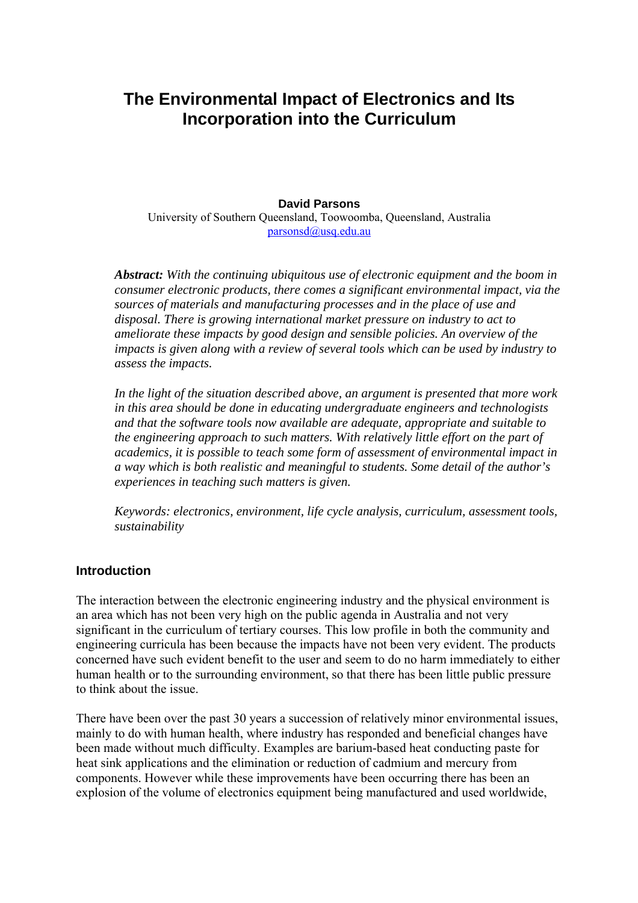# The Environmental Impact of Electronics and Its Incorporation into the Curriculum

**David Parsons**
University of Southern Queensland, Toowoomba, Queensland, Australia
parsonsd@usq.edu.au

***Abstract:*** *With the continuing ubiquitous use of electronic equipment and the boom in consumer electronic products, there comes a significant environmental impact, via the sources of materials and manufacturing processes and in the place of use and disposal. There is growing international market pressure on industry to act to ameliorate these impacts by good design and sensible policies. An overview of the impacts is given along with a review of several tools which can be used by industry to assess the impacts.*

*In the light of the situation described above, an argument is presented that more work in this area should be done in educating undergraduate engineers and technologists and that the software tools now available are adequate, appropriate and suitable to the engineering approach to such matters. With relatively little effort on the part of academics, it is possible to teach some form of assessment of environmental impact in a way which is both realistic and meaningful to students. Some detail of the author's experiences in teaching such matters is given.*

*Keywords: electronics, environment, life cycle analysis, curriculum, assessment tools, sustainability*

## Introduction

The interaction between the electronic engineering industry and the physical environment is an area which has not been very high on the public agenda in Australia and not very significant in the curriculum of tertiary courses. This low profile in both the community and engineering curricula has been because the impacts have not been very evident. The products concerned have such evident benefit to the user and seem to do no harm immediately to either human health or to the surrounding environment, so that there has been little public pressure to think about the issue.

There have been over the past 30 years a succession of relatively minor environmental issues, mainly to do with human health, where industry has responded and beneficial changes have been made without much difficulty. Examples are barium-based heat conducting paste for heat sink applications and the elimination or reduction of cadmium and mercury from components. However while these improvements have been occurring there has been an explosion of the volume of electronics equipment being manufactured and used worldwide,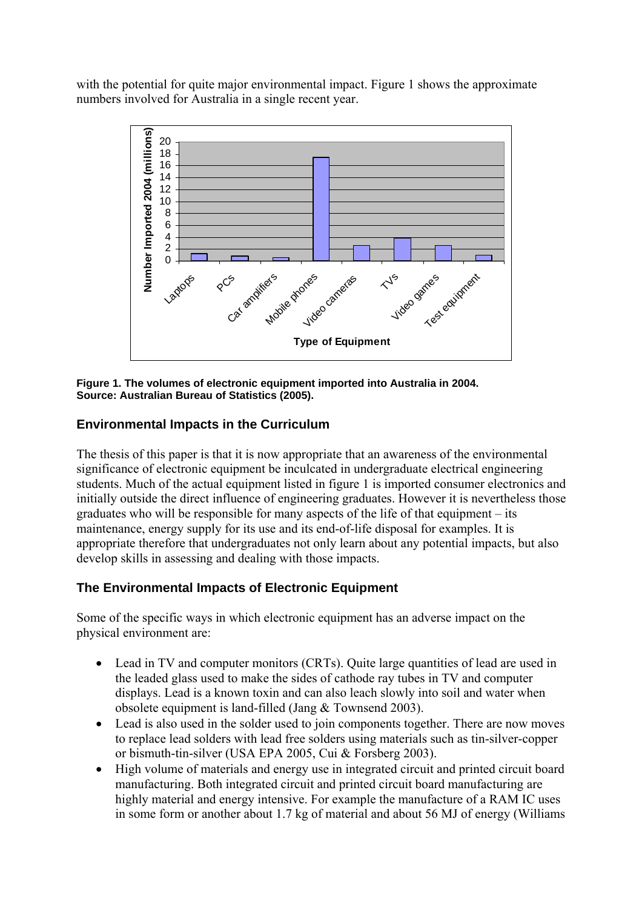with the potential for quite major environmental impact. Figure 1 shows the approximate numbers involved for Australia in a single recent year.

**Figure 1. The volumes of electronic equipment imported into Australia in 2004. Source: Australian Bureau of Statistics (2005).**

## Environmental Impacts in the Curriculum

The thesis of this paper is that it is now appropriate that an awareness of the environmental significance of electronic equipment be inculcated in undergraduate electrical engineering students. Much of the actual equipment listed in figure 1 is imported consumer electronics and initially outside the direct influence of engineering graduates. However it is nevertheless those graduates who will be responsible for many aspects of the life of that equipment – its maintenance, energy supply for its use and its end-of-life disposal for examples. It is appropriate therefore that undergraduates not only learn about any potential impacts, but also develop skills in assessing and dealing with those impacts.

## The Environmental Impacts of Electronic Equipment

Some of the specific ways in which electronic equipment has an adverse impact on the physical environment are:

- Lead in TV and computer monitors (CRTs). Quite large quantities of lead are used in the leaded glass used to make the sides of cathode ray tubes in TV and computer displays. Lead is a known toxin and can also leach slowly into soil and water when obsolete equipment is land-filled (Jang & Townsend 2003).
- Lead is also used in the solder used to join components together. There are now moves to replace lead solders with lead free solders using materials such as tin-silver-copper or bismuth-tin-silver (USA EPA 2005, Cui & Forsberg 2003).
- High volume of materials and energy use in integrated circuit and printed circuit board manufacturing. Both integrated circuit and printed circuit board manufacturing are highly material and energy intensive. For example the manufacture of a RAM IC uses in some form or another about 1.7 kg of material and about 56 MJ of energy (Williams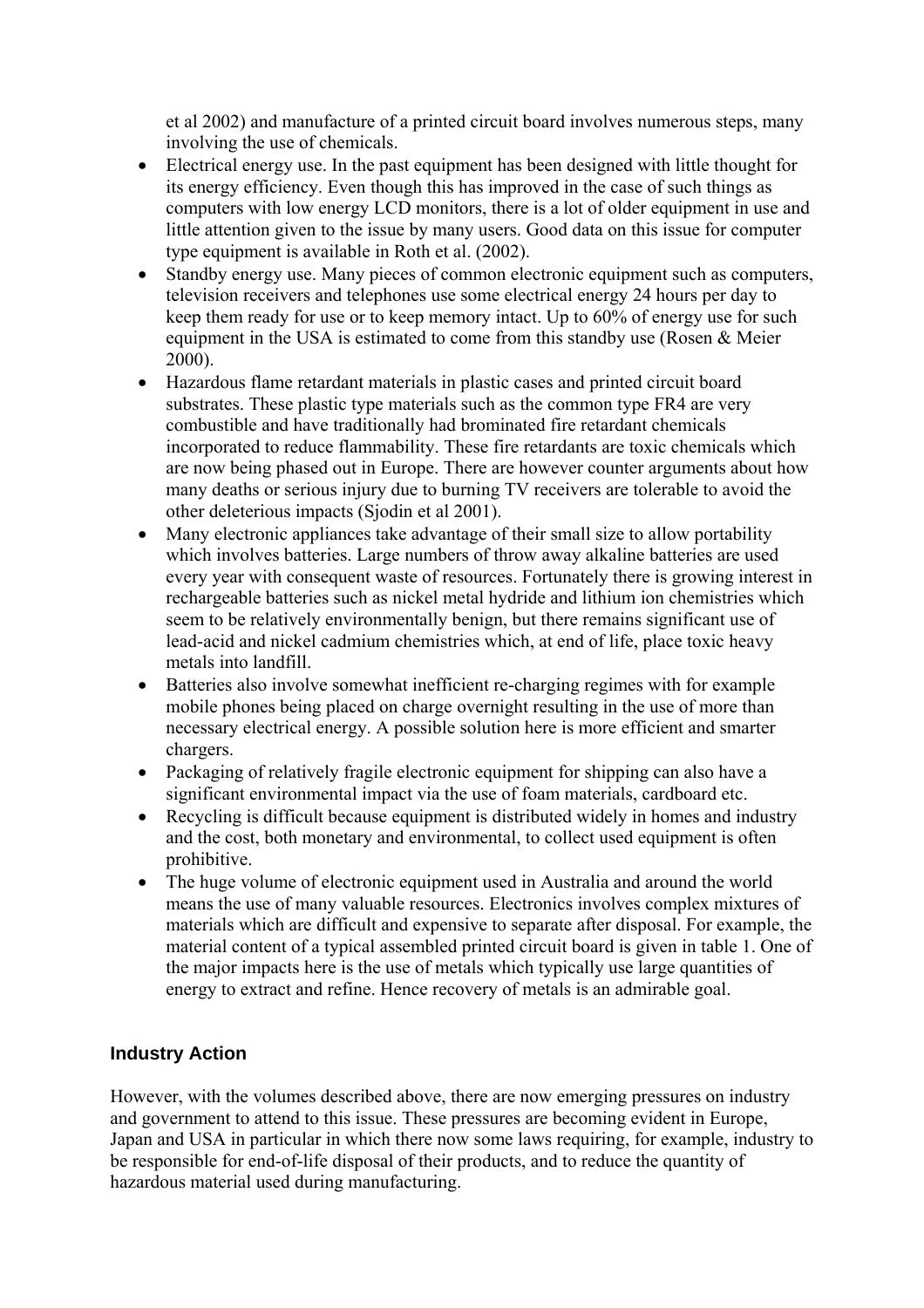et al 2002) and manufacture of a printed circuit board involves numerous steps, many involving the use of chemicals.

- Electrical energy use. In the past equipment has been designed with little thought for its energy efficiency. Even though this has improved in the case of such things as computers with low energy LCD monitors, there is a lot of older equipment in use and little attention given to the issue by many users. Good data on this issue for computer type equipment is available in Roth et al. (2002).
- Standby energy use. Many pieces of common electronic equipment such as computers, television receivers and telephones use some electrical energy 24 hours per day to keep them ready for use or to keep memory intact. Up to 60% of energy use for such equipment in the USA is estimated to come from this standby use (Rosen & Meier 2000).
- Hazardous flame retardant materials in plastic cases and printed circuit board substrates. These plastic type materials such as the common type FR4 are very combustible and have traditionally had brominated fire retardant chemicals incorporated to reduce flammability. These fire retardants are toxic chemicals which are now being phased out in Europe. There are however counter arguments about how many deaths or serious injury due to burning TV receivers are tolerable to avoid the other deleterious impacts (Sjodin et al 2001).
- Many electronic appliances take advantage of their small size to allow portability which involves batteries. Large numbers of throw away alkaline batteries are used every year with consequent waste of resources. Fortunately there is growing interest in rechargeable batteries such as nickel metal hydride and lithium ion chemistries which seem to be relatively environmentally benign, but there remains significant use of lead-acid and nickel cadmium chemistries which, at end of life, place toxic heavy metals into landfill.
- Batteries also involve somewhat inefficient re-charging regimes with for example mobile phones being placed on charge overnight resulting in the use of more than necessary electrical energy. A possible solution here is more efficient and smarter chargers.
- Packaging of relatively fragile electronic equipment for shipping can also have a significant environmental impact via the use of foam materials, cardboard etc.
- Recycling is difficult because equipment is distributed widely in homes and industry and the cost, both monetary and environmental, to collect used equipment is often prohibitive.
- The huge volume of electronic equipment used in Australia and around the world means the use of many valuable resources. Electronics involves complex mixtures of materials which are difficult and expensive to separate after disposal. For example, the material content of a typical assembled printed circuit board is given in table 1. One of the major impacts here is the use of metals which typically use large quantities of energy to extract and refine. Hence recovery of metals is an admirable goal.

## Industry Action

However, with the volumes described above, there are now emerging pressures on industry and government to attend to this issue. These pressures are becoming evident in Europe, Japan and USA in particular in which there now some laws requiring, for example, industry to be responsible for end-of-life disposal of their products, and to reduce the quantity of hazardous material used during manufacturing.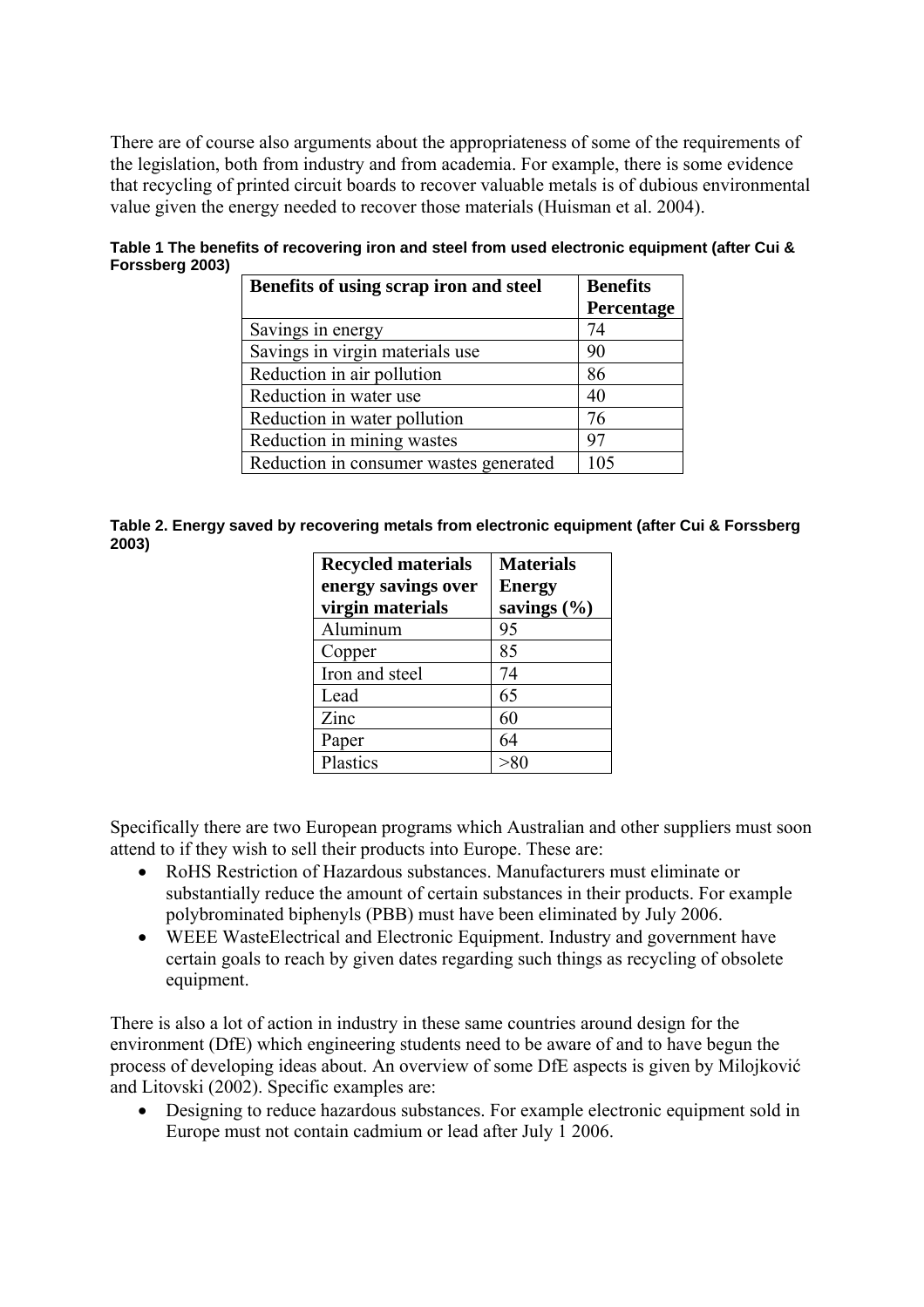There are of course also arguments about the appropriateness of some of the requirements of the legislation, both from industry and from academia. For example, there is some evidence that recycling of printed circuit boards to recover valuable metals is of dubious environmental value given the energy needed to recover those materials (Huisman et al. 2004).

**Table 1 The benefits of recovering iron and steel from used electronic equipment (after Cui & Forssberg 2003)**

| Benefits of using scrap iron and steel | Benefits Percentage |
|---|---|
| Savings in energy | 74 |
| Savings in virgin materials use | 90 |
| Reduction in air pollution | 86 |
| Reduction in water use | 40 |
| Reduction in water pollution | 76 |
| Reduction in mining wastes | 97 |
| Reduction in consumer wastes generated | 105 |

**Table 2. Energy saved by recovering metals from electronic equipment (after Cui & Forssberg 2003)**

| Recycled materials energy savings over virgin materials | Materials Energy savings (%) |
|---|---|
| Aluminum | 95 |
| Copper | 85 |
| Iron and steel | 74 |
| Lead | 65 |
| Zinc | 60 |
| Paper | 64 |
| Plastics | >80 |

Specifically there are two European programs which Australian and other suppliers must soon attend to if they wish to sell their products into Europe. These are:

- RoHS Restriction of Hazardous substances. Manufacturers must eliminate or substantially reduce the amount of certain substances in their products. For example polybrominated biphenyls (PBB) must have been eliminated by July 2006.
- WEEE WasteElectrical and Electronic Equipment. Industry and government have certain goals to reach by given dates regarding such things as recycling of obsolete equipment.

There is also a lot of action in industry in these same countries around design for the environment (DfE) which engineering students need to be aware of and to have begun the process of developing ideas about. An overview of some DfE aspects is given by Milojković and Litovski (2002). Specific examples are:

- Designing to reduce hazardous substances. For example electronic equipment sold in Europe must not contain cadmium or lead after July 1 2006.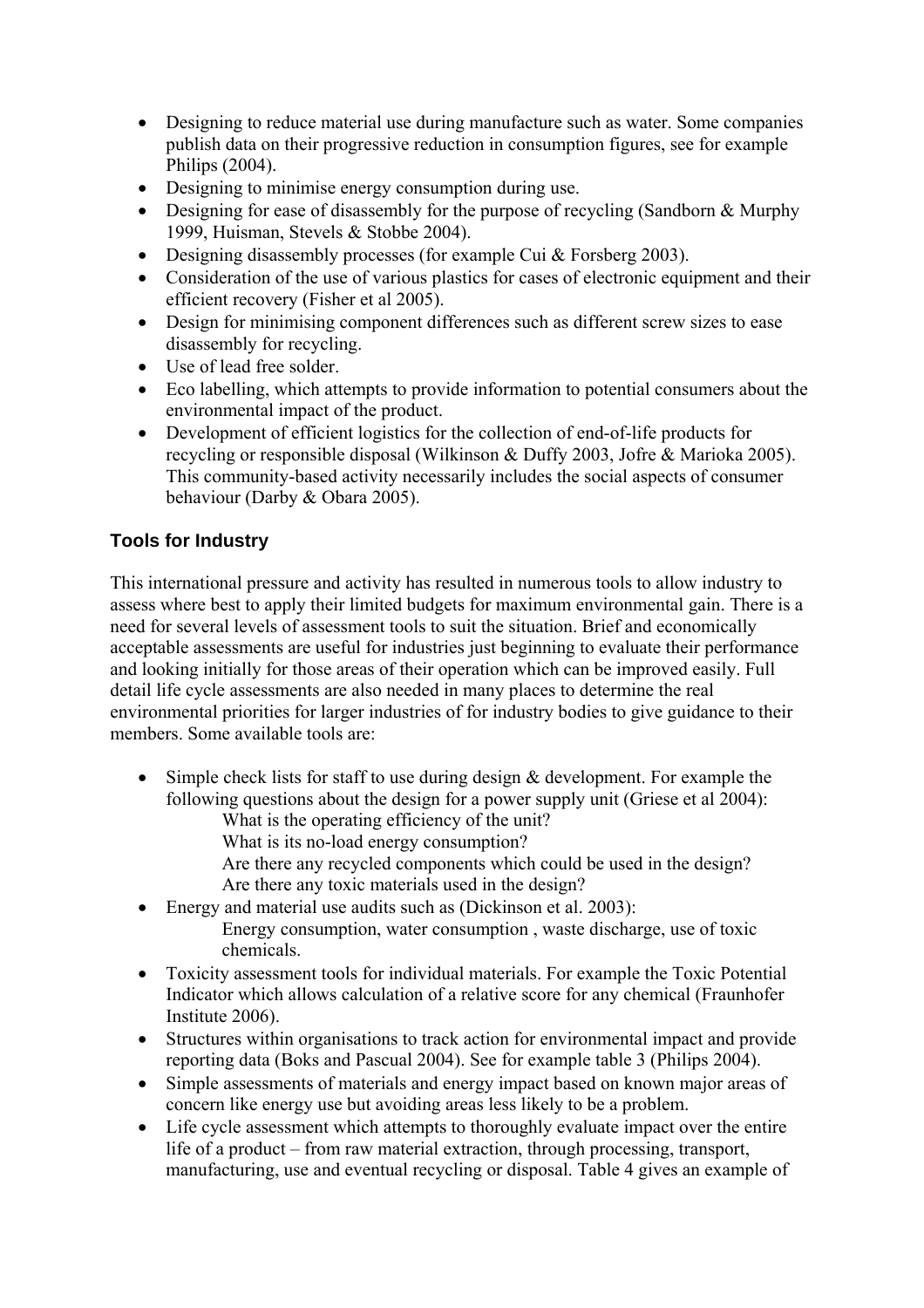- Designing to reduce material use during manufacture such as water. Some companies publish data on their progressive reduction in consumption figures, see for example Philips (2004).
- Designing to minimise energy consumption during use.
- Designing for ease of disassembly for the purpose of recycling (Sandborn & Murphy 1999, Huisman, Stevels & Stobbe 2004).
- Designing disassembly processes (for example Cui & Forsberg 2003).
- Consideration of the use of various plastics for cases of electronic equipment and their efficient recovery (Fisher et al 2005).
- Design for minimising component differences such as different screw sizes to ease disassembly for recycling.
- Use of lead free solder.
- Eco labelling, which attempts to provide information to potential consumers about the environmental impact of the product.
- Development of efficient logistics for the collection of end-of-life products for recycling or responsible disposal (Wilkinson & Duffy 2003, Jofre & Marioka 2005). This community-based activity necessarily includes the social aspects of consumer behaviour (Darby & Obara 2005).

## Tools for Industry

This international pressure and activity has resulted in numerous tools to allow industry to assess where best to apply their limited budgets for maximum environmental gain. There is a need for several levels of assessment tools to suit the situation. Brief and economically acceptable assessments are useful for industries just beginning to evaluate their performance and looking initially for those areas of their operation which can be improved easily. Full detail life cycle assessments are also needed in many places to determine the real environmental priorities for larger industries of for industry bodies to give guidance to their members. Some available tools are:

- Simple check lists for staff to use during design & development. For example the following questions about the design for a power supply unit (Griese et al 2004):
  What is the operating efficiency of the unit?
  What is its no-load energy consumption?
  Are there any recycled components which could be used in the design?
  Are there any toxic materials used in the design?
- Energy and material use audits such as (Dickinson et al. 2003):
  Energy consumption, water consumption , waste discharge, use of toxic chemicals.
- Toxicity assessment tools for individual materials. For example the Toxic Potential Indicator which allows calculation of a relative score for any chemical (Fraunhofer Institute 2006).
- Structures within organisations to track action for environmental impact and provide reporting data (Boks and Pascual 2004). See for example table 3 (Philips 2004).
- Simple assessments of materials and energy impact based on known major areas of concern like energy use but avoiding areas less likely to be a problem.
- Life cycle assessment which attempts to thoroughly evaluate impact over the entire life of a product – from raw material extraction, through processing, transport, manufacturing, use and eventual recycling or disposal. Table 4 gives an example of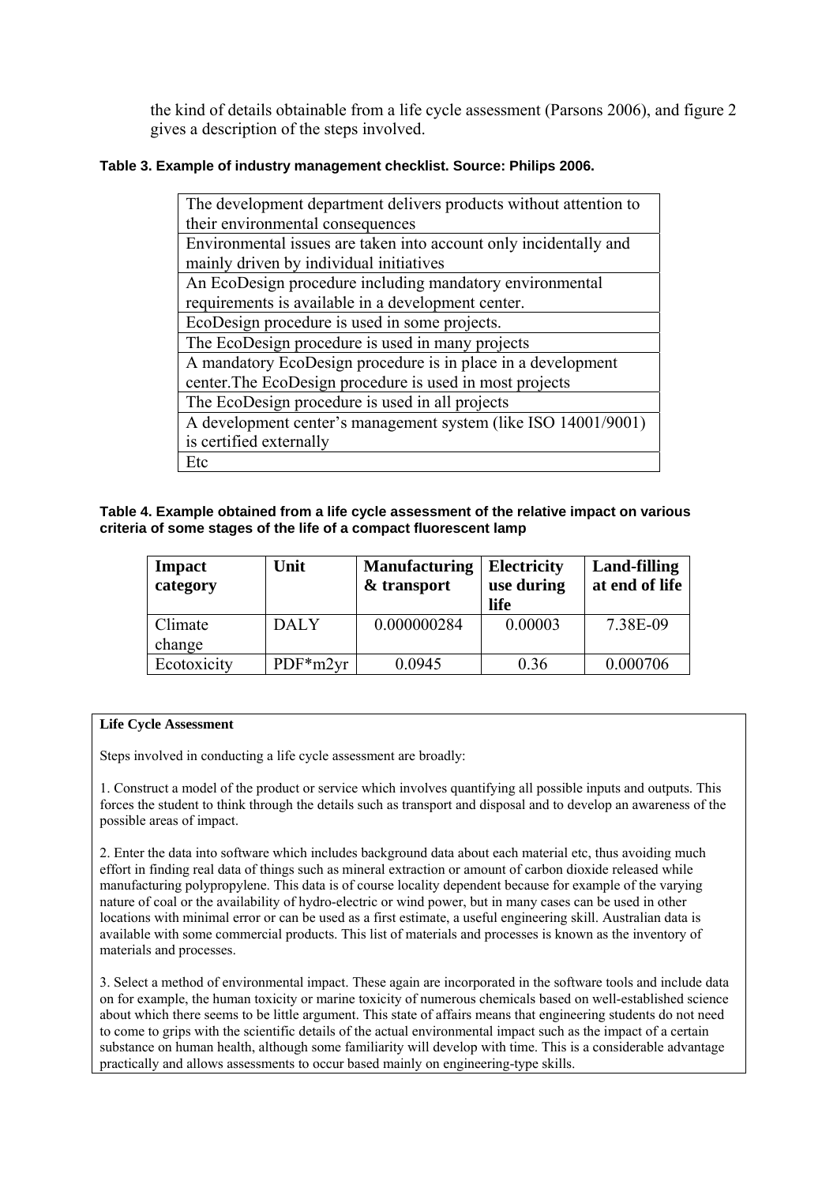the kind of details obtainable from a life cycle assessment (Parsons 2006), and figure 2 gives a description of the steps involved.

**Table 3. Example of industry management checklist. Source: Philips 2006.**

| |
|---|
| The development department delivers products without attention to their environmental consequences |
| Environmental issues are taken into account only incidentally and mainly driven by individual initiatives |
| An EcoDesign procedure including mandatory environmental requirements is available in a development center. |
| EcoDesign procedure is used in some projects. |
| The EcoDesign procedure is used in many projects |
| A mandatory EcoDesign procedure is in place in a development center.The EcoDesign procedure is used in most projects |
| The EcoDesign procedure is used in all projects |
| A development center's management system (like ISO 14001/9001) is certified externally |
| Etc |

**Table 4. Example obtained from a life cycle assessment of the relative impact on various criteria of some stages of the life of a compact fluorescent lamp**

| Impact category | Unit | Manufacturing & transport | Electricity use during life | Land-filling at end of life |
|---|---|---|---|---|
| Climate change | DALY | 0.000000284 | 0.00003 | 7.38E-09 |
| Ecotoxicity | PDF*m2yr | 0.0945 | 0.36 | 0.000706 |

**Life Cycle Assessment**

Steps involved in conducting a life cycle assessment are broadly:

1. Construct a model of the product or service which involves quantifying all possible inputs and outputs. This forces the student to think through the details such as transport and disposal and to develop an awareness of the possible areas of impact.

2. Enter the data into software which includes background data about each material etc, thus avoiding much effort in finding real data of things such as mineral extraction or amount of carbon dioxide released while manufacturing polypropylene. This data is of course locality dependent because for example of the varying nature of coal or the availability of hydro-electric or wind power, but in many cases can be used in other locations with minimal error or can be used as a first estimate, a useful engineering skill. Australian data is available with some commercial products. This list of materials and processes is known as the inventory of materials and processes.

3. Select a method of environmental impact. These again are incorporated in the software tools and include data on for example, the human toxicity or marine toxicity of numerous chemicals based on well-established science about which there seems to be little argument. This state of affairs means that engineering students do not need to come to grips with the scientific details of the actual environmental impact such as the impact of a certain substance on human health, although some familiarity will develop with time. This is a considerable advantage practically and allows assessments to occur based mainly on engineering-type skills.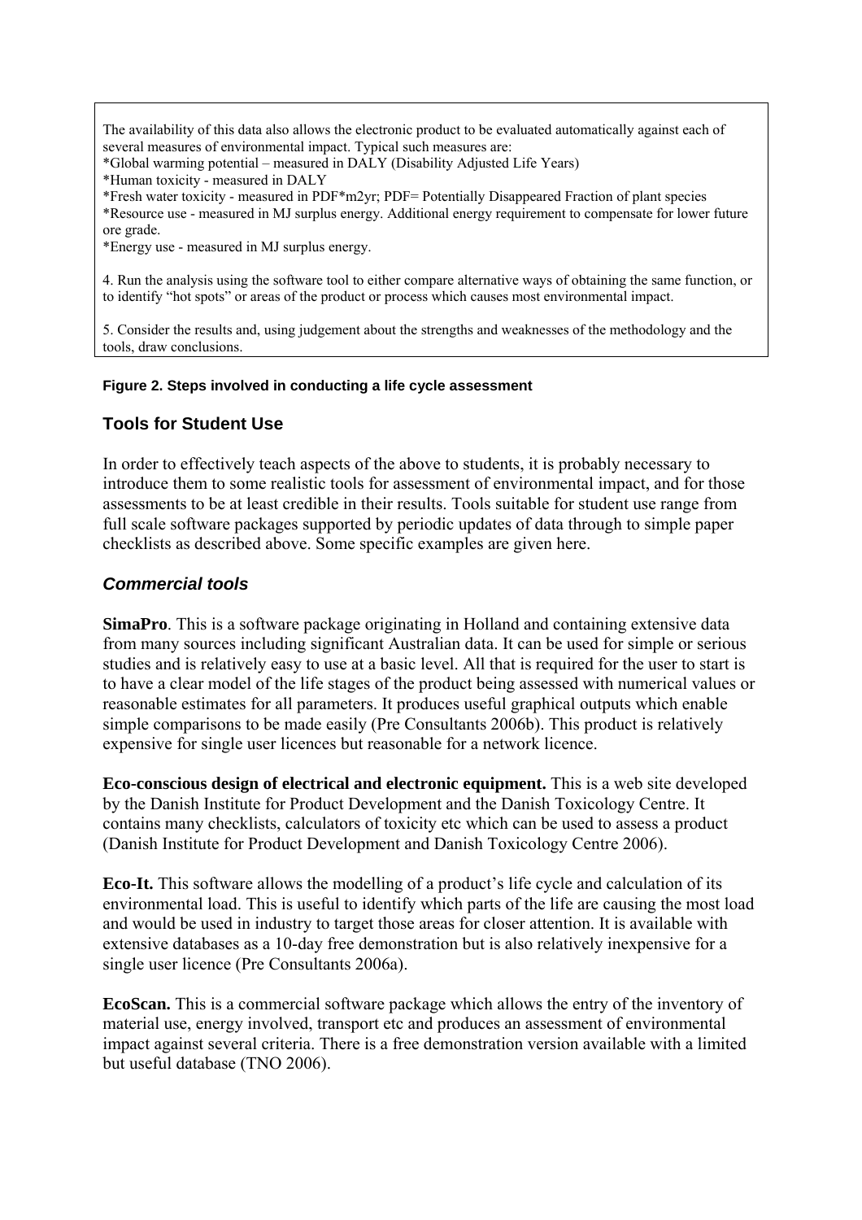The availability of this data also allows the electronic product to be evaluated automatically against each of several measures of environmental impact. Typical such measures are:
*Global warming potential – measured in DALY (Disability Adjusted Life Years)
*Human toxicity - measured in DALY
*Fresh water toxicity - measured in PDF*m2yr; PDF= Potentially Disappeared Fraction of plant species
*Resource use - measured in MJ surplus energy. Additional energy requirement to compensate for lower future ore grade.
*Energy use - measured in MJ surplus energy.

4. Run the analysis using the software tool to either compare alternative ways of obtaining the same function, or to identify "hot spots" or areas of the product or process which causes most environmental impact.

5. Consider the results and, using judgement about the strengths and weaknesses of the methodology and the tools, draw conclusions.

**Figure 2. Steps involved in conducting a life cycle assessment**

## Tools for Student Use

In order to effectively teach aspects of the above to students, it is probably necessary to introduce them to some realistic tools for assessment of environmental impact, and for those assessments to be at least credible in their results. Tools suitable for student use range from full scale software packages supported by periodic updates of data through to simple paper checklists as described above. Some specific examples are given here.

### *Commercial tools*

**SimaPro**. This is a software package originating in Holland and containing extensive data from many sources including significant Australian data. It can be used for simple or serious studies and is relatively easy to use at a basic level. All that is required for the user to start is to have a clear model of the life stages of the product being assessed with numerical values or reasonable estimates for all parameters. It produces useful graphical outputs which enable simple comparisons to be made easily (Pre Consultants 2006b). This product is relatively expensive for single user licences but reasonable for a network licence.

**Eco-conscious design of electrical and electronic equipment.** This is a web site developed by the Danish Institute for Product Development and the Danish Toxicology Centre. It contains many checklists, calculators of toxicity etc which can be used to assess a product (Danish Institute for Product Development and Danish Toxicology Centre 2006).

**Eco-It.** This software allows the modelling of a product's life cycle and calculation of its environmental load. This is useful to identify which parts of the life are causing the most load and would be used in industry to target those areas for closer attention. It is available with extensive databases as a 10-day free demonstration but is also relatively inexpensive for a single user licence (Pre Consultants 2006a).

**EcoScan.** This is a commercial software package which allows the entry of the inventory of material use, energy involved, transport etc and produces an assessment of environmental impact against several criteria. There is a free demonstration version available with a limited but useful database (TNO 2006).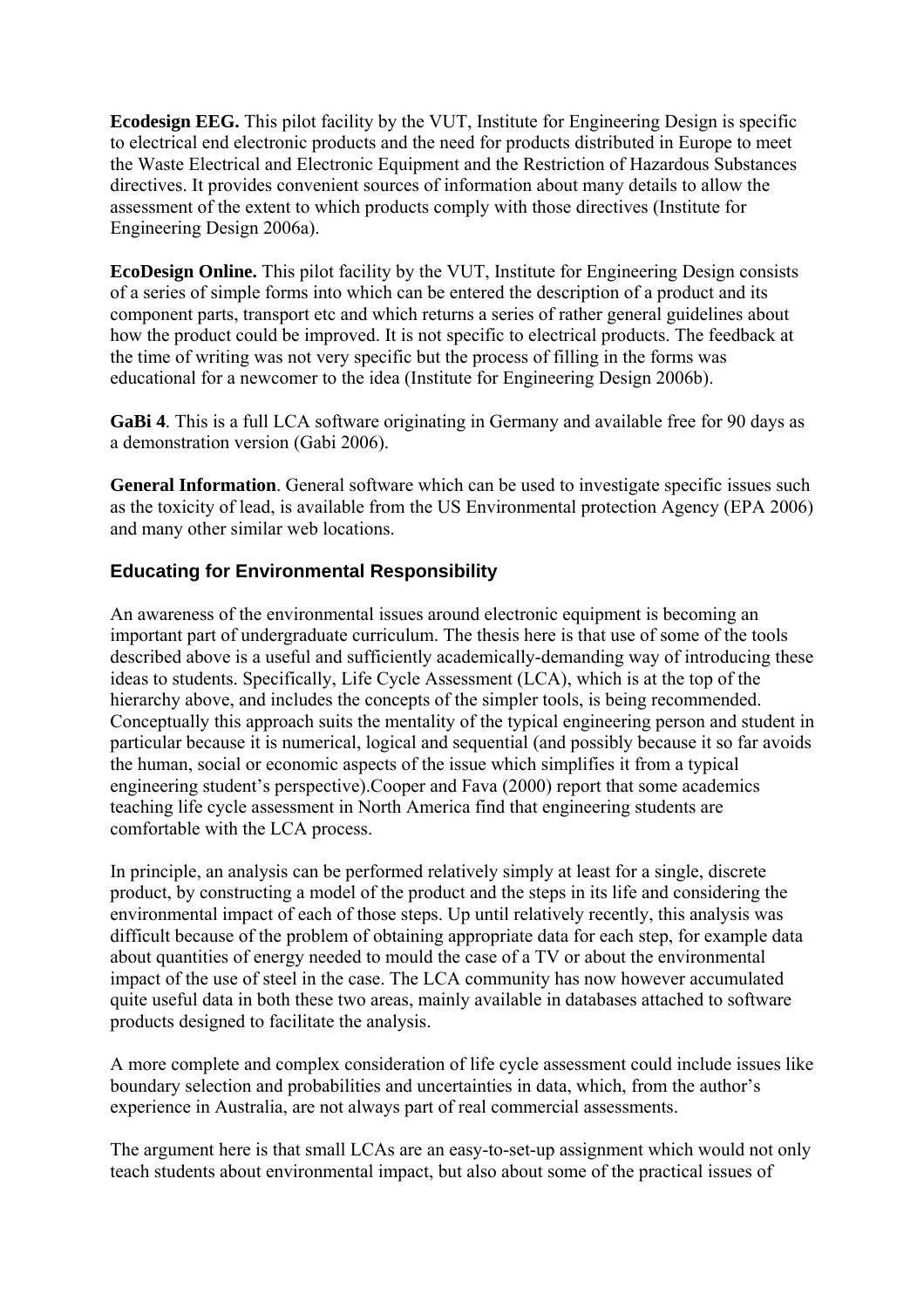**Ecodesign EEG.** This pilot facility by the VUT, Institute for Engineering Design is specific to electrical end electronic products and the need for products distributed in Europe to meet the Waste Electrical and Electronic Equipment and the Restriction of Hazardous Substances directives. It provides convenient sources of information about many details to allow the assessment of the extent to which products comply with those directives (Institute for Engineering Design 2006a).

**EcoDesign Online.** This pilot facility by the VUT, Institute for Engineering Design consists of a series of simple forms into which can be entered the description of a product and its component parts, transport etc and which returns a series of rather general guidelines about how the product could be improved. It is not specific to electrical products. The feedback at the time of writing was not very specific but the process of filling in the forms was educational for a newcomer to the idea (Institute for Engineering Design 2006b).

**GaBi 4**. This is a full LCA software originating in Germany and available free for 90 days as a demonstration version (Gabi 2006).

**General Information**. General software which can be used to investigate specific issues such as the toxicity of lead, is available from the US Environmental protection Agency (EPA 2006) and many other similar web locations.

## Educating for Environmental Responsibility

An awareness of the environmental issues around electronic equipment is becoming an important part of undergraduate curriculum. The thesis here is that use of some of the tools described above is a useful and sufficiently academically-demanding way of introducing these ideas to students. Specifically, Life Cycle Assessment (LCA), which is at the top of the hierarchy above, and includes the concepts of the simpler tools, is being recommended. Conceptually this approach suits the mentality of the typical engineering person and student in particular because it is numerical, logical and sequential (and possibly because it so far avoids the human, social or economic aspects of the issue which simplifies it from a typical engineering student's perspective).Cooper and Fava (2000) report that some academics teaching life cycle assessment in North America find that engineering students are comfortable with the LCA process.

In principle, an analysis can be performed relatively simply at least for a single, discrete product, by constructing a model of the product and the steps in its life and considering the environmental impact of each of those steps. Up until relatively recently, this analysis was difficult because of the problem of obtaining appropriate data for each step, for example data about quantities of energy needed to mould the case of a TV or about the environmental impact of the use of steel in the case. The LCA community has now however accumulated quite useful data in both these two areas, mainly available in databases attached to software products designed to facilitate the analysis.

A more complete and complex consideration of life cycle assessment could include issues like boundary selection and probabilities and uncertainties in data, which, from the author's experience in Australia, are not always part of real commercial assessments.

The argument here is that small LCAs are an easy-to-set-up assignment which would not only teach students about environmental impact, but also about some of the practical issues of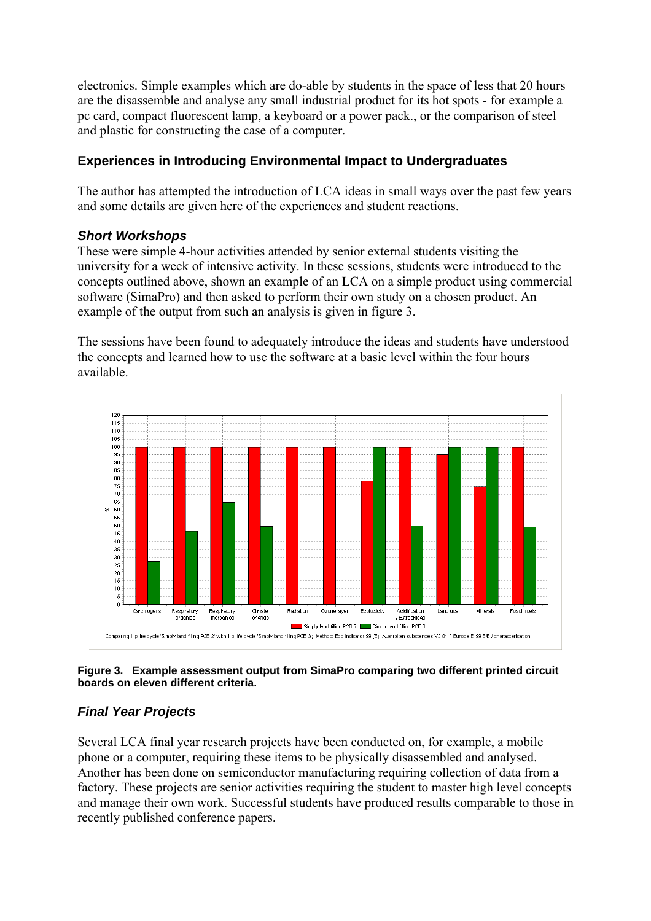electronics. Simple examples which are do-able by students in the space of less that 20 hours are the disassemble and analyse any small industrial product for its hot spots - for example a pc card, compact fluorescent lamp, a keyboard or a power pack., or the comparison of steel and plastic for constructing the case of a computer.

## Experiences in Introducing Environmental Impact to Undergraduates

The author has attempted the introduction of LCA ideas in small ways over the past few years and some details are given here of the experiences and student reactions.

### *Short Workshops*

These were simple 4-hour activities attended by senior external students visiting the university for a week of intensive activity. In these sessions, students were introduced to the concepts outlined above, shown an example of an LCA on a simple product using commercial software (SimaPro) and then asked to perform their own study on a chosen product. An example of the output from such an analysis is given in figure 3.

The sessions have been found to adequately introduce the ideas and students have understood the concepts and learned how to use the software at a basic level within the four hours available.

**Figure 3. Example assessment output from SimaPro comparing two different printed circuit boards on eleven different criteria.**

### *Final Year Projects*

Several LCA final year research projects have been conducted on, for example, a mobile phone or a computer, requiring these items to be physically disassembled and analysed. Another has been done on semiconductor manufacturing requiring collection of data from a factory. These projects are senior activities requiring the student to master high level concepts and manage their own work. Successful students have produced results comparable to those in recently published conference papers.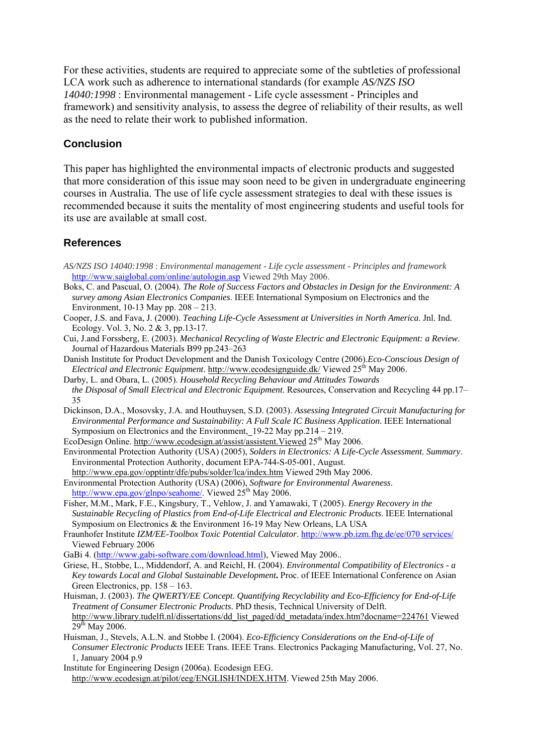For these activities, students are required to appreciate some of the subtleties of professional LCA work such as adherence to international standards (for example *AS/NZS ISO 14040:1998* : Environmental management - Life cycle assessment - Principles and framework) and sensitivity analysis, to assess the degree of reliability of their results, as well as the need to relate their work to published information.

## Conclusion

This paper has highlighted the environmental impacts of electronic products and suggested that more consideration of this issue may soon need to be given in undergraduate engineering courses in Australia. The use of life cycle assessment strategies to deal with these issues is recommended because it suits the mentality of most engineering students and useful tools for its use are available at small cost.

## References

*AS/NZS ISO 14040:1998* : *Environmental management - Life cycle assessment - Principles and framework* http://www.saiglobal.com/online/autologin.asp Viewed 29th May 2006.

Boks, C. and Pascual, O. (2004). *The Role of Success Factors and Obstacles in Design for the Environment: A survey among Asian Electronics Companies*. IEEE International Symposium on Electronics and the Environment, 10-13 May pp. 208 – 213.

Cooper, J.S. and Fava, J. (2000). *Teaching Life-Cycle Assessment at Universities in North America*. Jnl. Ind. Ecology. Vol. 3, No. 2 & 3, pp.13-17.

Cui, J.and Forssberg, E. (2003). *Mechanical Recycling of Waste Electric and Electronic Equipment: a Review*. Journal of Hazardous Materials B99 pp.243–263

Danish Institute for Product Development and the Danish Toxicology Centre (2006).*Eco-Conscious Design of Electrical and Electronic Equipment*. http://www.ecodesignguide.dk/ Viewed 25th May 2006.

Darby, L. and Obara, L. (2005). *Household Recycling Behaviour and Attitudes Towards the Disposal of Small Electrical and Electronic Equipment*. Resources, Conservation and Recycling 44 pp.17–35

Dickinson, D.A., Mosovsky, J.A. and Houthuysen, S.D. (2003). *Assessing Integrated Circuit Manufacturing for Environmental Performance and Sustainability: A Full Scale IC Business Application*. IEEE International Symposium on Electronics and the Environment, 19-22 May pp.214 – 219.

EcoDesign Online. http://www.ecodesign.at/assist/assistent.Viewed 25th May 2006.

Environmental Protection Authority (USA) (2005), *Solders in Electronics: A Life-Cycle Assessment. Summary*. Environmental Protection Authority, document EPA-744-S-05-001, August. http://www.epa.gov/opptintr/dfe/pubs/solder/lca/index.htm Viewed 29th May 2006.

Environmental Protection Authority (USA) (2006), *Software for Environmental Awareness*. http://www.epa.gov/glnpo/seahome/. Viewed 25th May 2006.

Fisher, M.M., Mark, F.E., Kingsbury, T., Vehlow, J. and Yamawaki, T (2005). *Energy Recovery in the Sustainable Recycling of Plastics from End-of-Life Electrical and Electronic Products*. IEEE International Symposium on Electronics & the Environment 16-19 May New Orleans, LA USA

Fraunhofer Institute *IZM/EE-Toolbox Toxic Potential Calculator*. http://www.pb.izm.fhg.de/ee/070 services/ Viewed February 2006

GaBi 4. (http://www.gabi-software.com/download.html), Viewed May 2006..

Griese, H., Stobbe, L., Middendorf, A. and Reichl, H. (2004). *Environmental Compatibility of Electronics - a Key towards Local and Global Sustainable Development***.** Proc. of IEEE International Conference on Asian Green Electronics, pp. 158 – 163.

Huisman, J. (2003). *The QWERTY/EE Concept. Quantifying Recyclability and Eco-Efficiency for End-of-Life Treatment of Consumer Electronic Products*. PhD thesis, Technical University of Delft. http://www.library.tudelft.nl/dissertations/dd_list_paged/dd_metadata/index.htm?docname=224761 Viewed 29th May 2006.

Huisman, J., Stevels, A.L.N. and Stobbe I. (2004). *Eco-Efficiency Considerations on the End-of-Life of Consumer Electronic Products* IEEE Trans. IEEE Trans. Electronics Packaging Manufacturing, Vol. 27, No. 1, January 2004 p.9

Institute for Engineering Design (2006a). Ecodesign EEG. http://www.ecodesign.at/pilot/eeg/ENGLISH/INDEX.HTM. Viewed 25th May 2006.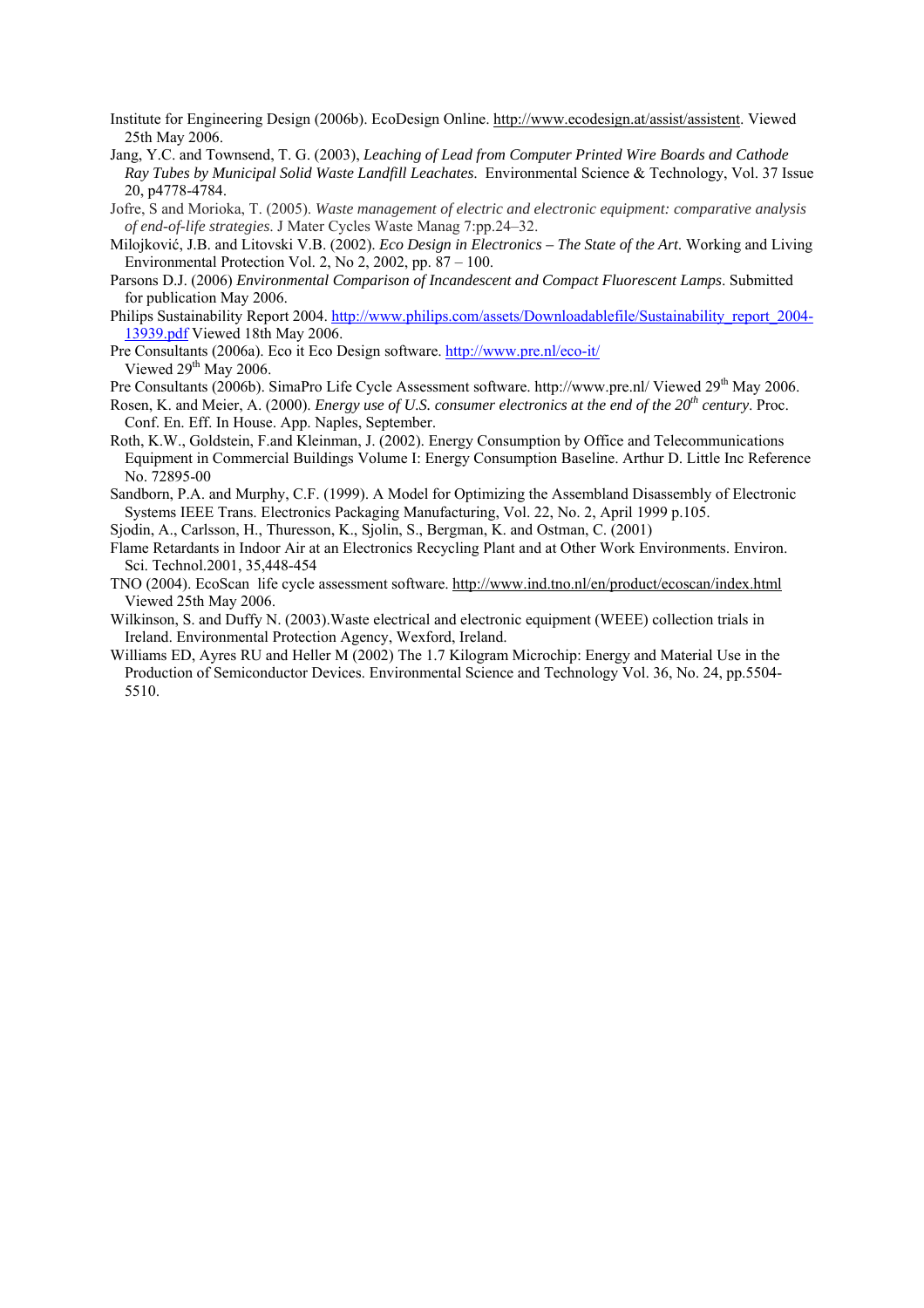Institute for Engineering Design (2006b). EcoDesign Online. http://www.ecodesign.at/assist/assistent. Viewed 25th May 2006.

Jang, Y.C. and Townsend, T. G. (2003), *Leaching of Lead from Computer Printed Wire Boards and Cathode Ray Tubes by Municipal Solid Waste Landfill Leachates.* Environmental Science & Technology, Vol. 37 Issue 20, p4778-4784.

Jofre, S and Morioka, T. (2005). *Waste management of electric and electronic equipment: comparative analysis of end-of-life strategies*. J Mater Cycles Waste Manag 7:pp.24–32.

Milojković, J.B. and Litovski V.B. (2002). *Eco Design in Electronics – The State of the Art*. Working and Living Environmental Protection Vol. 2, No 2, 2002, pp. 87 – 100.

Parsons D.J. (2006) *Environmental Comparison of Incandescent and Compact Fluorescent Lamps*. Submitted for publication May 2006.

Philips Sustainability Report 2004. http://www.philips.com/assets/Downloadablefile/Sustainability_report_2004-13939.pdf Viewed 18th May 2006.

Pre Consultants (2006a). Eco it Eco Design software. http://www.pre.nl/eco-it/ Viewed 29th May 2006.

Pre Consultants (2006b). SimaPro Life Cycle Assessment software. http://www.pre.nl/ Viewed 29th May 2006.

Rosen, K. and Meier, A. (2000). *Energy use of U.S. consumer electronics at the end of the 20th century*. Proc. Conf. En. Eff. In House. App. Naples, September.

Roth, K.W., Goldstein, F.and Kleinman, J. (2002). Energy Consumption by Office and Telecommunications Equipment in Commercial Buildings Volume I: Energy Consumption Baseline. Arthur D. Little Inc Reference No. 72895-00

Sandborn, P.A. and Murphy, C.F. (1999). A Model for Optimizing the Assembland Disassembly of Electronic Systems IEEE Trans. Electronics Packaging Manufacturing, Vol. 22, No. 2, April 1999 p.105.

Sjodin, A., Carlsson, H., Thuresson, K., Sjolin, S., Bergman, K. and Ostman, C. (2001)

Flame Retardants in Indoor Air at an Electronics Recycling Plant and at Other Work Environments. Environ. Sci. Technol.2001, 35,448-454

TNO (2004). EcoScan life cycle assessment software. http://www.ind.tno.nl/en/product/ecoscan/index.html Viewed 25th May 2006.

Wilkinson, S. and Duffy N. (2003).Waste electrical and electronic equipment (WEEE) collection trials in Ireland. Environmental Protection Agency, Wexford, Ireland.

Williams ED, Ayres RU and Heller M (2002) The 1.7 Kilogram Microchip: Energy and Material Use in the Production of Semiconductor Devices. Environmental Science and Technology Vol. 36, No. 24, pp.5504-5510.